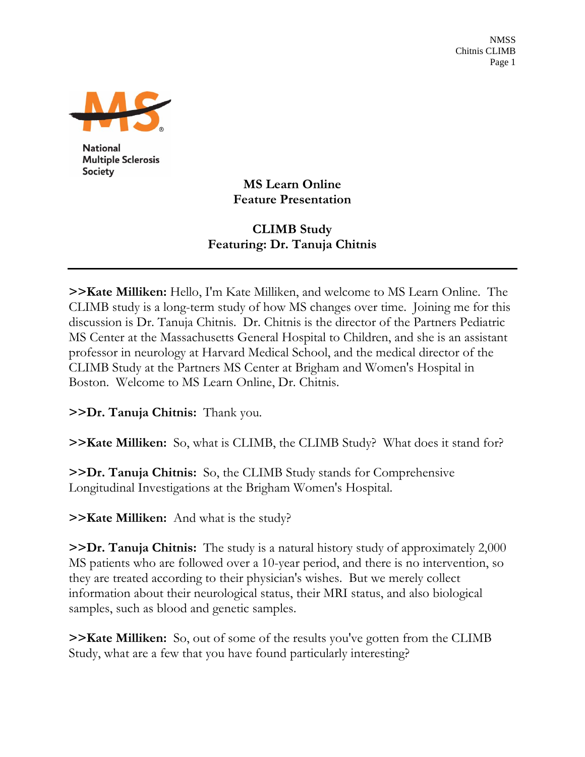National Multiple Sclerosis Society

# MS Learn Online
## Feature Presentation

## CLIMB Study
## Featuring: Dr. Tanuja Chitnis

---

**>>Kate Milliken:** Hello, I'm Kate Milliken, and welcome to MS Learn Online. The CLIMB study is a long-term study of how MS changes over time. Joining me for this discussion is Dr. Tanuja Chitnis. Dr. Chitnis is the director of the Partners Pediatric MS Center at the Massachusetts General Hospital to Children, and she is an assistant professor in neurology at Harvard Medical School, and the medical director of the CLIMB Study at the Partners MS Center at Brigham and Women's Hospital in Boston. Welcome to MS Learn Online, Dr. Chitnis.

**>>Dr. Tanuja Chitnis:** Thank you.

**>>Kate Milliken:** So, what is CLIMB, the CLIMB Study? What does it stand for?

**>>Dr. Tanuja Chitnis:** So, the CLIMB Study stands for Comprehensive Longitudinal Investigations at the Brigham Women's Hospital.

**>>Kate Milliken:** And what is the study?

**>>Dr. Tanuja Chitnis:** The study is a natural history study of approximately 2,000 MS patients who are followed over a 10-year period, and there is no intervention, so they are treated according to their physician's wishes. But we merely collect information about their neurological status, their MRI status, and also biological samples, such as blood and genetic samples.

**>>Kate Milliken:** So, out of some of the results you've gotten from the CLIMB Study, what are a few that you have found particularly interesting?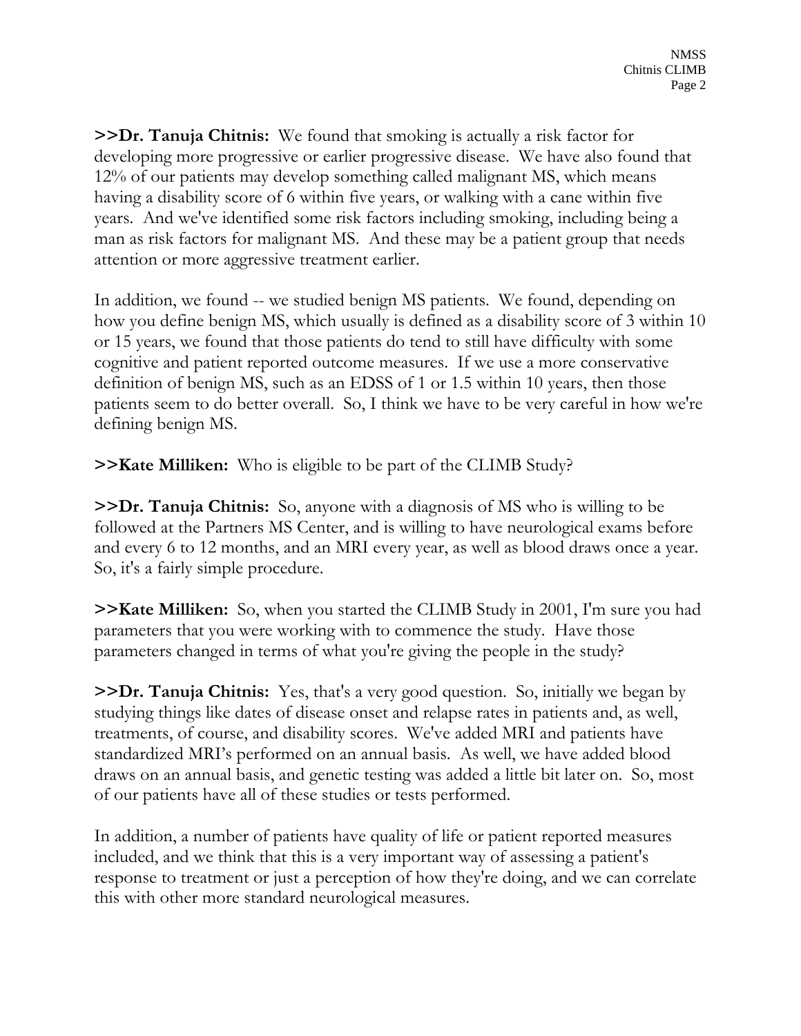**>>Dr. Tanuja Chitnis:** We found that smoking is actually a risk factor for developing more progressive or earlier progressive disease. We have also found that 12% of our patients may develop something called malignant MS, which means having a disability score of 6 within five years, or walking with a cane within five years. And we've identified some risk factors including smoking, including being a man as risk factors for malignant MS. And these may be a patient group that needs attention or more aggressive treatment earlier.

In addition, we found -- we studied benign MS patients. We found, depending on how you define benign MS, which usually is defined as a disability score of 3 within 10 or 15 years, we found that those patients do tend to still have difficulty with some cognitive and patient reported outcome measures. If we use a more conservative definition of benign MS, such as an EDSS of 1 or 1.5 within 10 years, then those patients seem to do better overall. So, I think we have to be very careful in how we're defining benign MS.

**>>Kate Milliken:** Who is eligible to be part of the CLIMB Study?

**>>Dr. Tanuja Chitnis:** So, anyone with a diagnosis of MS who is willing to be followed at the Partners MS Center, and is willing to have neurological exams before and every 6 to 12 months, and an MRI every year, as well as blood draws once a year. So, it's a fairly simple procedure.

**>>Kate Milliken:** So, when you started the CLIMB Study in 2001, I'm sure you had parameters that you were working with to commence the study. Have those parameters changed in terms of what you're giving the people in the study?

**>>Dr. Tanuja Chitnis:** Yes, that's a very good question. So, initially we began by studying things like dates of disease onset and relapse rates in patients and, as well, treatments, of course, and disability scores. We've added MRI and patients have standardized MRI's performed on an annual basis. As well, we have added blood draws on an annual basis, and genetic testing was added a little bit later on. So, most of our patients have all of these studies or tests performed.

In addition, a number of patients have quality of life or patient reported measures included, and we think that this is a very important way of assessing a patient's response to treatment or just a perception of how they're doing, and we can correlate this with other more standard neurological measures.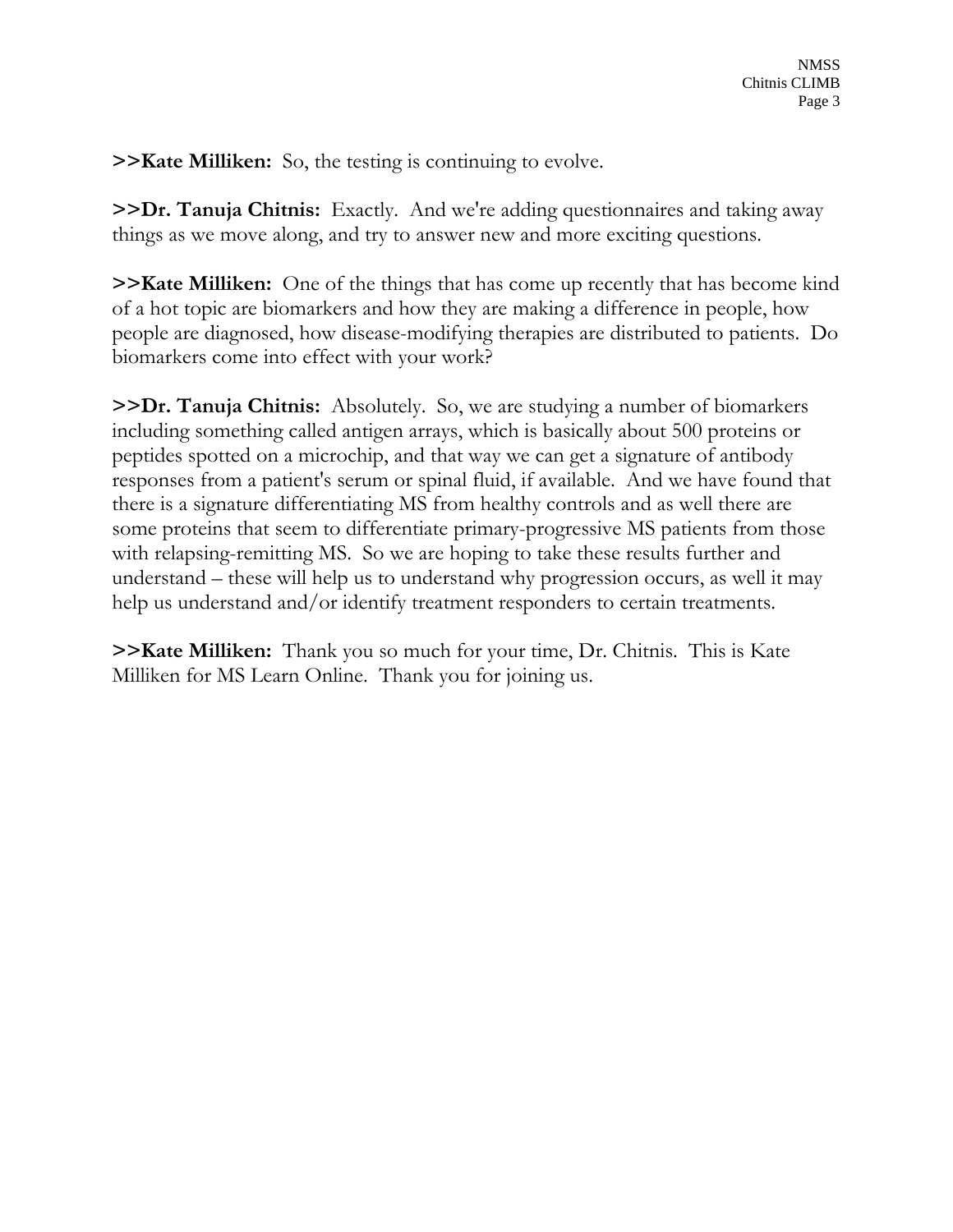**>>Kate Milliken:** So, the testing is continuing to evolve.

**>>Dr. Tanuja Chitnis:** Exactly. And we're adding questionnaires and taking away things as we move along, and try to answer new and more exciting questions.

**>>Kate Milliken:** One of the things that has come up recently that has become kind of a hot topic are biomarkers and how they are making a difference in people, how people are diagnosed, how disease-modifying therapies are distributed to patients. Do biomarkers come into effect with your work?

**>>Dr. Tanuja Chitnis:** Absolutely. So, we are studying a number of biomarkers including something called antigen arrays, which is basically about 500 proteins or peptides spotted on a microchip, and that way we can get a signature of antibody responses from a patient's serum or spinal fluid, if available. And we have found that there is a signature differentiating MS from healthy controls and as well there are some proteins that seem to differentiate primary-progressive MS patients from those with relapsing-remitting MS. So we are hoping to take these results further and understand – these will help us to understand why progression occurs, as well it may help us understand and/or identify treatment responders to certain treatments.

**>>Kate Milliken:** Thank you so much for your time, Dr. Chitnis. This is Kate Milliken for MS Learn Online. Thank you for joining us.